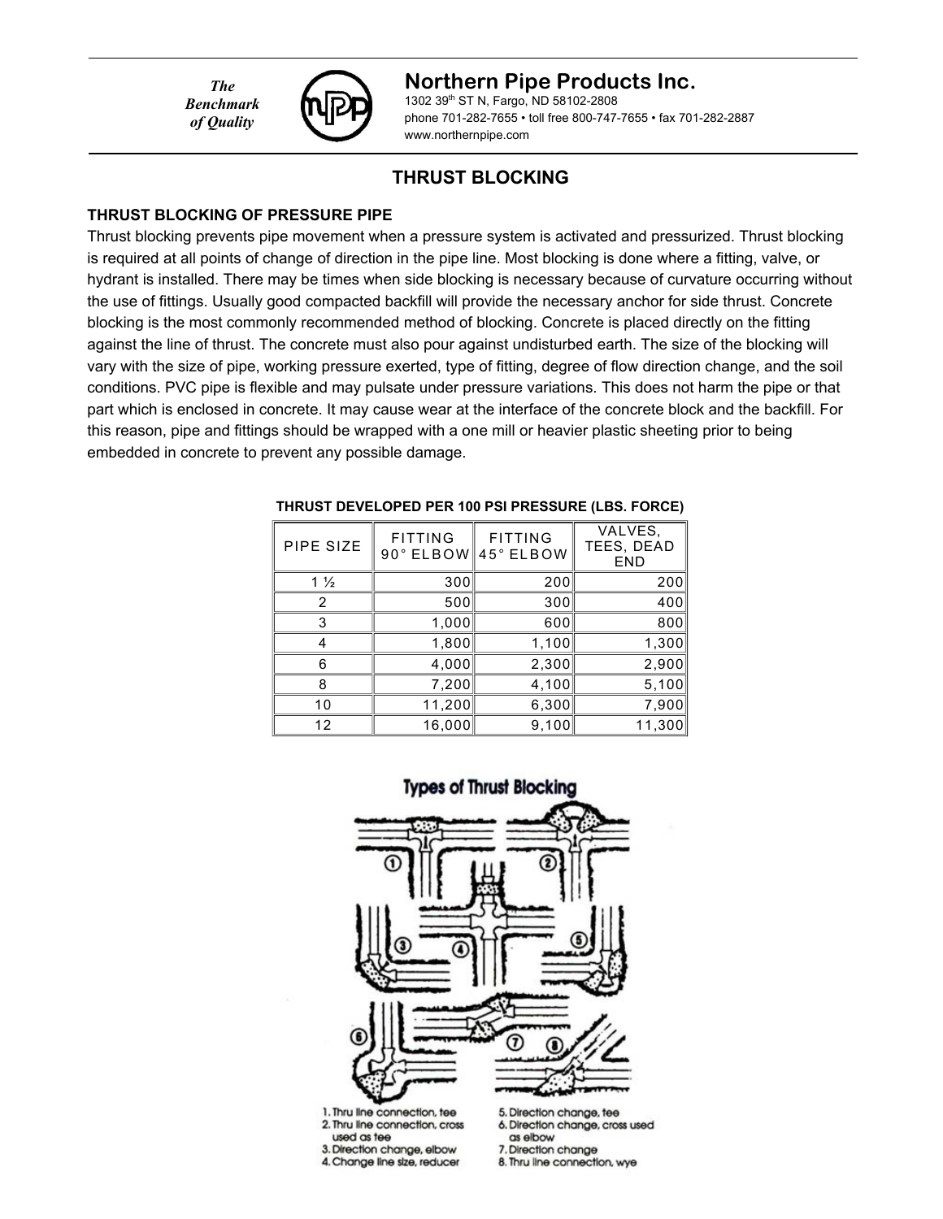*The Benchmark of Quality*

**Northern Pipe Products Inc.**
1302 39th ST N, Fargo, ND 58102-2808
phone 701-282-7655 • toll free 800-747-7655 • fax 701-282-2887
www.northernpipe.com

# THRUST BLOCKING

## THRUST BLOCKING OF PRESSURE PIPE

Thrust blocking prevents pipe movement when a pressure system is activated and pressurized. Thrust blocking is required at all points of change of direction in the pipe line. Most blocking is done where a fitting, valve, or hydrant is installed. There may be times when side blocking is necessary because of curvature occurring without the use of fittings. Usually good compacted backfill will provide the necessary anchor for side thrust. Concrete blocking is the most commonly recommended method of blocking. Concrete is placed directly on the fitting against the line of thrust. The concrete must also pour against undisturbed earth. The size of the blocking will vary with the size of pipe, working pressure exerted, type of fitting, degree of flow direction change, and the soil conditions. PVC pipe is flexible and may pulsate under pressure variations. This does not harm the pipe or that part which is enclosed in concrete. It may cause wear at the interface of the concrete block and the backfill. For this reason, pipe and fittings should be wrapped with a one mill or heavier plastic sheeting prior to being embedded in concrete to prevent any possible damage.

**THRUST DEVELOPED PER 100 PSI PRESSURE (LBS. FORCE)**

| PIPE SIZE | FITTING 90° ELBOW | FITTING 45° ELBOW | VALVES, TEES, DEAD END |
|---|---|---|---|
| 1 ½ | 300 | 200 | 200 |
| 2 | 500 | 300 | 400 |
| 3 | 1,000 | 600 | 800 |
| 4 | 1,800 | 1,100 | 1,300 |
| 6 | 4,000 | 2,300 | 2,900 |
| 8 | 7,200 | 4,100 | 5,100 |
| 10 | 11,200 | 6,300 | 7,900 |
| 12 | 16,000 | 9,100 | 11,300 |

**Types of Thrust Blocking**

1. Thru line connection, tee
2. Thru line connection, cross used as tee
3. Direction change, elbow
4. Change line size, reducer
5. Direction change, tee
6. Direction change, cross used as elbow
7. Direction change
8. Thru line connection, wye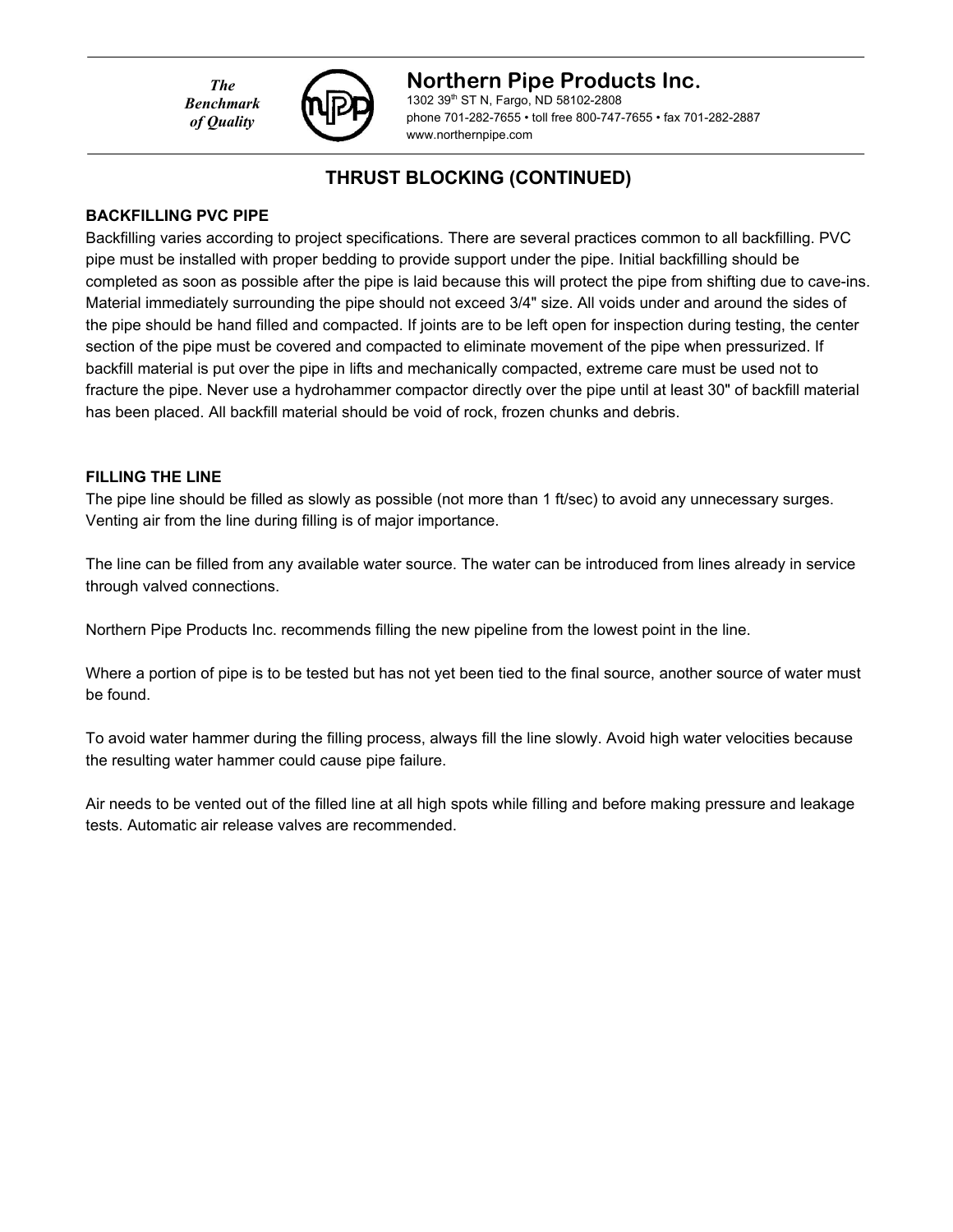## THRUST BLOCKING (CONTINUED)

### BACKFILLING PVC PIPE

Backfilling varies according to project specifications. There are several practices common to all backfilling. PVC pipe must be installed with proper bedding to provide support under the pipe. Initial backfilling should be completed as soon as possible after the pipe is laid because this will protect the pipe from shifting due to cave-ins. Material immediately surrounding the pipe should not exceed 3/4" size. All voids under and around the sides of the pipe should be hand filled and compacted. If joints are to be left open for inspection during testing, the center section of the pipe must be covered and compacted to eliminate movement of the pipe when pressurized. If backfill material is put over the pipe in lifts and mechanically compacted, extreme care must be used not to fracture the pipe. Never use a hydrohammer compactor directly over the pipe until at least 30" of backfill material has been placed. All backfill material should be void of rock, frozen chunks and debris.

### FILLING THE LINE

The pipe line should be filled as slowly as possible (not more than 1 ft/sec) to avoid any unnecessary surges. Venting air from the line during filling is of major importance.

The line can be filled from any available water source. The water can be introduced from lines already in service through valved connections.

Northern Pipe Products Inc. recommends filling the new pipeline from the lowest point in the line.

Where a portion of pipe is to be tested but has not yet been tied to the final source, another source of water must be found.

To avoid water hammer during the filling process, always fill the line slowly. Avoid high water velocities because the resulting water hammer could cause pipe failure.

Air needs to be vented out of the filled line at all high spots while filling and before making pressure and leakage tests. Automatic air release valves are recommended.